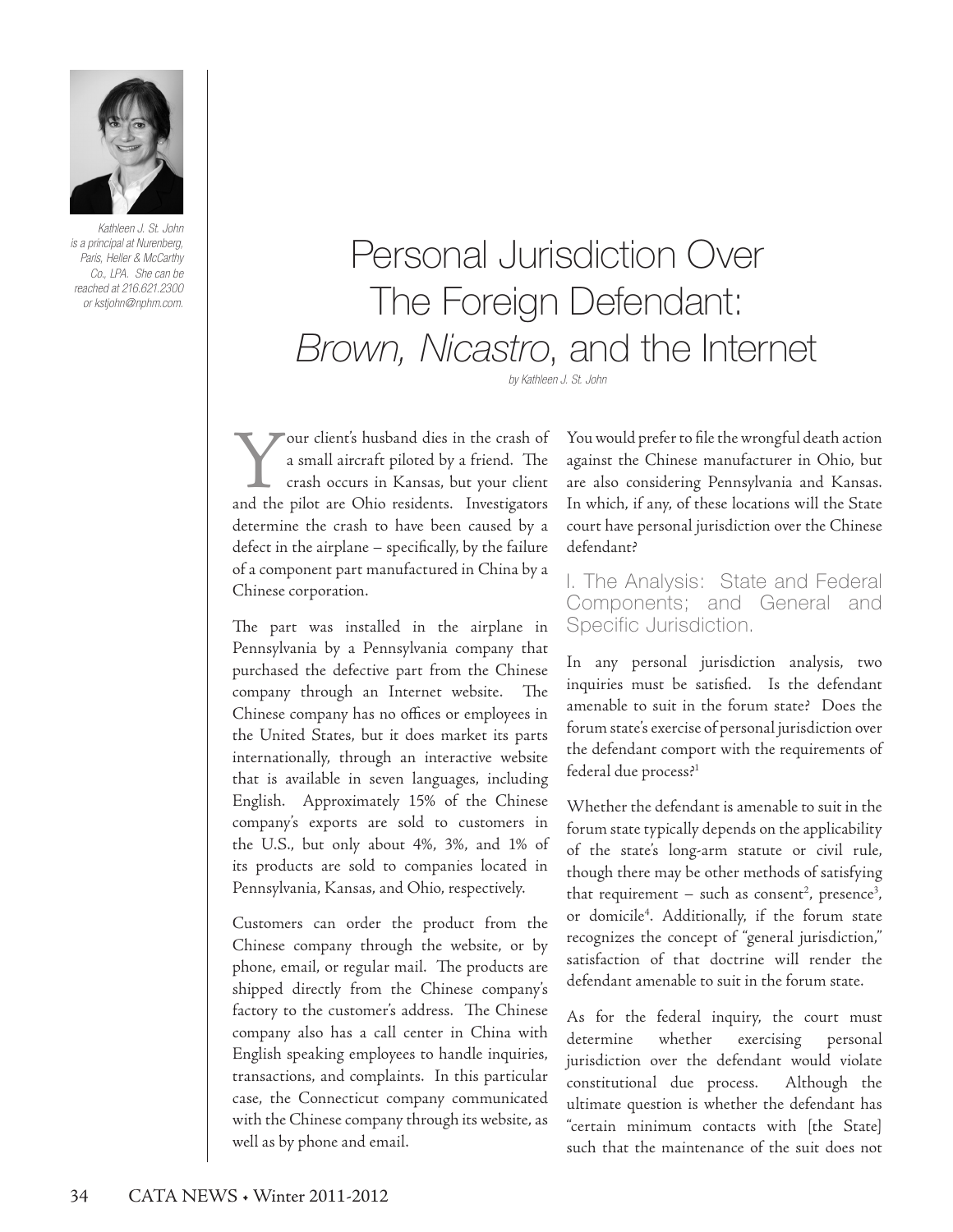Kathleen J. St. John is a principal at Nurenberg, Paris, Heller & McCarthy Co., LPA. She can be reached at 216.621.2300 or kstjohn@nphm.com.

# Personal Jurisdiction Over The Foreign Defendant: *Brown, Nicastro*, and the Internet

*by Kathleen J. St. John*

Your client's husband dies in the crash of a small aircraft piloted by a friend. The crash occurs in Kansas, but your client and the pilot are Ohio residents. Investigators determine the crash to have been caused by a defect in the airplane – specifically, by the failure of a component part manufactured in China by a Chinese corporation.

The part was installed in the airplane in Pennsylvania by a Pennsylvania company that purchased the defective part from the Chinese company through an Internet website. The Chinese company has no offices or employees in the United States, but it does market its parts internationally, through an interactive website that is available in seven languages, including English. Approximately 15% of the Chinese company's exports are sold to customers in the U.S., but only about 4%, 3%, and 1% of its products are sold to companies located in Pennsylvania, Kansas, and Ohio, respectively.

Customers can order the product from the Chinese company through the website, or by phone, email, or regular mail. The products are shipped directly from the Chinese company's factory to the customer's address. The Chinese company also has a call center in China with English speaking employees to handle inquiries, transactions, and complaints. In this particular case, the Connecticut company communicated with the Chinese company through its website, as well as by phone and email.

You would prefer to file the wrongful death action against the Chinese manufacturer in Ohio, but are also considering Pennsylvania and Kansas. In which, if any, of these locations will the State court have personal jurisdiction over the Chinese defendant?

## I. The Analysis: State and Federal Components; and General and Specific Jurisdiction.

In any personal jurisdiction analysis, two inquiries must be satisfied. Is the defendant amenable to suit in the forum state? Does the forum state's exercise of personal jurisdiction over the defendant comport with the requirements of federal due process?[1]

Whether the defendant is amenable to suit in the forum state typically depends on the applicability of the state's long-arm statute or civil rule, though there may be other methods of satisfying that requirement – such as consent[2], presence[3], or domicile[4]. Additionally, if the forum state recognizes the concept of "general jurisdiction," satisfaction of that doctrine will render the defendant amenable to suit in the forum state.

As for the federal inquiry, the court must determine whether exercising personal jurisdiction over the defendant would violate constitutional due process. Although the ultimate question is whether the defendant has "certain minimum contacts with [the State] such that the maintenance of the suit does not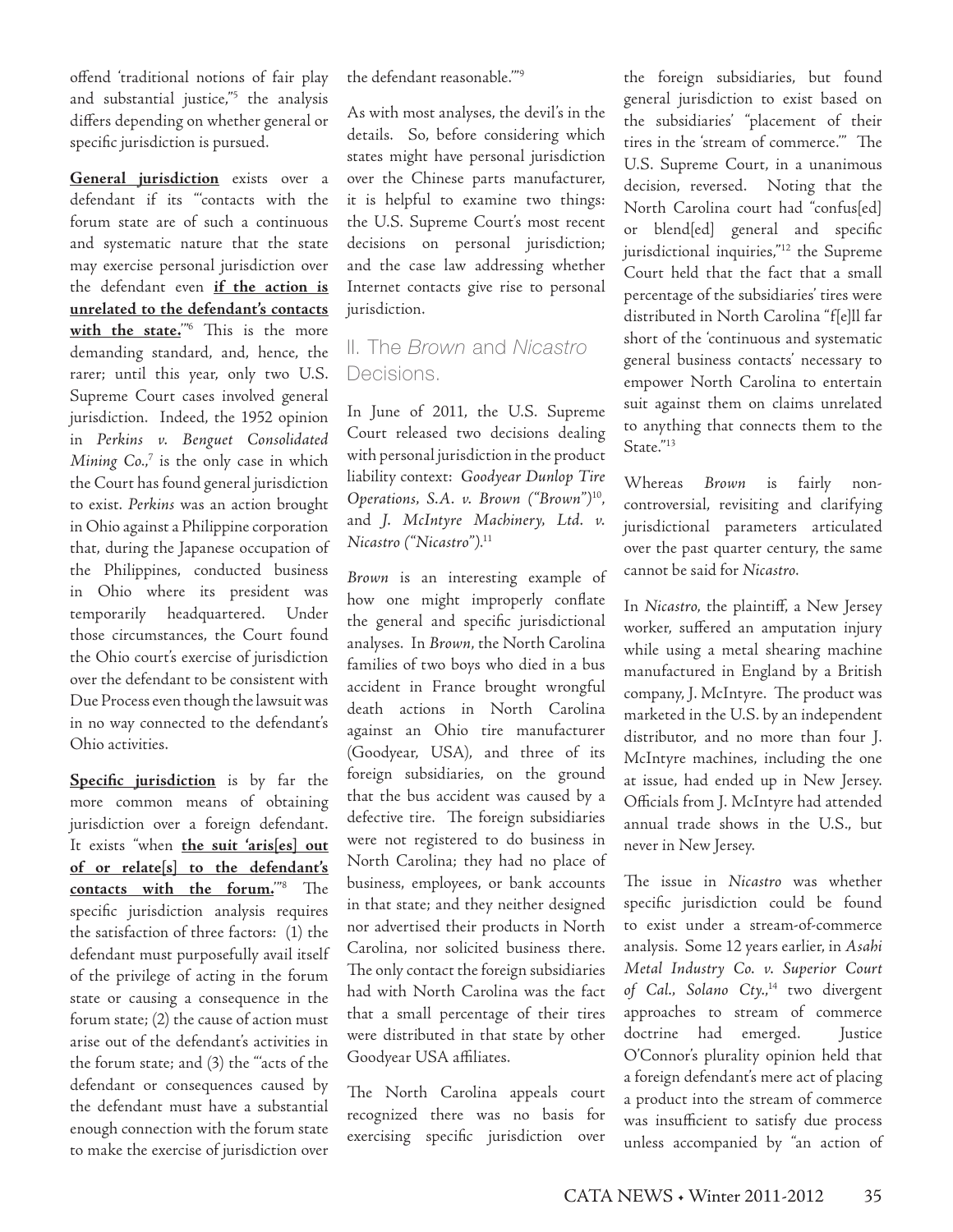offend 'traditional notions of fair play and substantial justice,"[5] the analysis differs depending on whether general or specific jurisdiction is pursued.

**General jurisdiction** exists over a defendant if its "'contacts with the forum state are of such a continuous and systematic nature that the state may exercise personal jurisdiction over the defendant even **if the action is unrelated to the defendant's contacts with the state.**'"[6] This is the more demanding standard, and, hence, the rarer; until this year, only two U.S. Supreme Court cases involved general jurisdiction. Indeed, the 1952 opinion in *Perkins v. Benguet Consolidated Mining Co.*,[7] is the only case in which the Court has found general jurisdiction to exist. *Perkins* was an action brought in Ohio against a Philippine corporation that, during the Japanese occupation of the Philippines, conducted business in Ohio where its president was temporarily headquartered. Under those circumstances, the Court found the Ohio court's exercise of jurisdiction over the defendant to be consistent with Due Process even though the lawsuit was in no way connected to the defendant's Ohio activities.

**Specific jurisdiction** is by far the more common means of obtaining jurisdiction over a foreign defendant. It exists "when **the suit 'aris[es] out of or relate[s] to the defendant's contacts with the forum.**'"[8] The specific jurisdiction analysis requires the satisfaction of three factors: (1) the defendant must purposefully avail itself of the privilege of acting in the forum state or causing a consequence in the forum state; (2) the cause of action must arise out of the defendant's activities in the forum state; and (3) the "'acts of the defendant or consequences caused by the defendant must have a substantial enough connection with the forum state to make the exercise of jurisdiction over the defendant reasonable.'"[9]

As with most analyses, the devil's in the details. So, before considering which states might have personal jurisdiction over the Chinese parts manufacturer, it is helpful to examine two things: the U.S. Supreme Court's most recent decisions on personal jurisdiction; and the case law addressing whether Internet contacts give rise to personal jurisdiction.

## II. The *Brown* and *Nicastro* Decisions.

In June of 2011, the U.S. Supreme Court released two decisions dealing with personal jurisdiction in the product liability context: *Goodyear Dunlop Tire Operations, S.A. v. Brown ("Brown")*[10], and *J. McIntyre Machinery, Ltd. v. Nicastro ("Nicastro")*.[11]

*Brown* is an interesting example of how one might improperly conflate the general and specific jurisdictional analyses. In *Brown*, the North Carolina families of two boys who died in a bus accident in France brought wrongful death actions in North Carolina against an Ohio tire manufacturer (Goodyear, USA), and three of its foreign subsidiaries, on the ground that the bus accident was caused by a defective tire. The foreign subsidiaries were not registered to do business in North Carolina; they had no place of business, employees, or bank accounts in that state; and they neither designed nor advertised their products in North Carolina, nor solicited business there. The only contact the foreign subsidiaries had with North Carolina was the fact that a small percentage of their tires were distributed in that state by other Goodyear USA affiliates.

The North Carolina appeals court recognized there was no basis for exercising specific jurisdiction over the foreign subsidiaries, but found general jurisdiction to exist based on the subsidiaries' "placement of their tires in the 'stream of commerce.'" The U.S. Supreme Court, in a unanimous decision, reversed. Noting that the North Carolina court had "confus[ed] or blend[ed] general and specific jurisdictional inquiries,"[12] the Supreme Court held that the fact that a small percentage of the subsidiaries' tires were distributed in North Carolina "f[e]ll far short of the 'continuous and systematic general business contacts' necessary to empower North Carolina to entertain suit against them on claims unrelated to anything that connects them to the State."[13]

Whereas *Brown* is fairly non-controversial, revisiting and clarifying jurisdictional parameters articulated over the past quarter century, the same cannot be said for *Nicastro*.

In *Nicastro*, the plaintiff, a New Jersey worker, suffered an amputation injury while using a metal shearing machine manufactured in England by a British company, J. McIntyre. The product was marketed in the U.S. by an independent distributor, and no more than four J. McIntyre machines, including the one at issue, had ended up in New Jersey. Officials from J. McIntyre had attended annual trade shows in the U.S., but never in New Jersey.

The issue in *Nicastro* was whether specific jurisdiction could be found to exist under a stream-of-commerce analysis. Some 12 years earlier, in *Asahi Metal Industry Co. v. Superior Court of Cal., Solano Cty.*,[14] two divergent approaches to stream of commerce doctrine had emerged. Justice O'Connor's plurality opinion held that a foreign defendant's mere act of placing a product into the stream of commerce was insufficient to satisfy due process unless accompanied by "an action of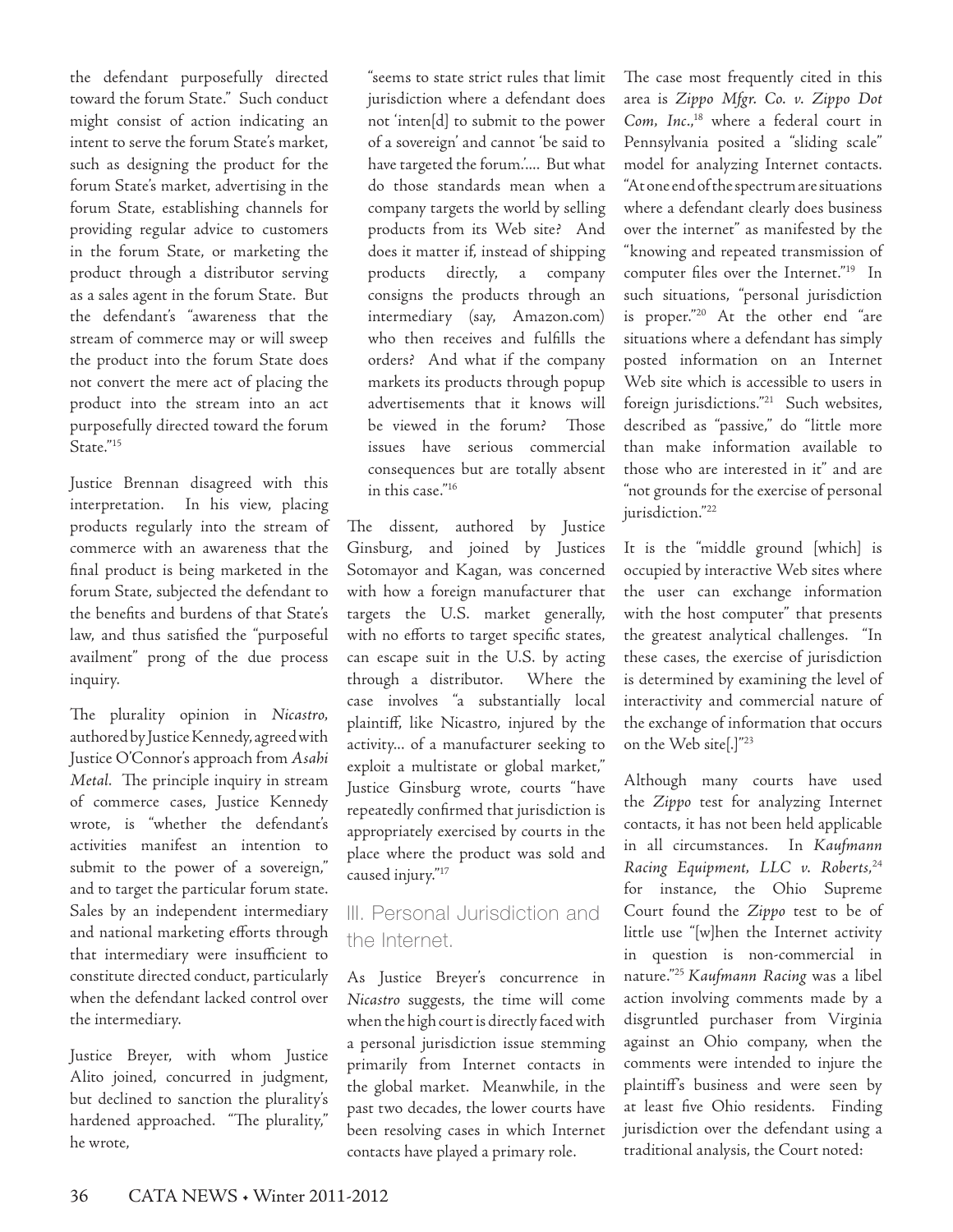the defendant purposefully directed toward the forum State." Such conduct might consist of action indicating an intent to serve the forum State's market, such as designing the product for the forum State's market, advertising in the forum State, establishing channels for providing regular advice to customers in the forum State, or marketing the product through a distributor serving as a sales agent in the forum State. But the defendant's "awareness that the stream of commerce may or will sweep the product into the forum State does not convert the mere act of placing the product into the stream into an act purposefully directed toward the forum State."[15]

Justice Brennan disagreed with this interpretation. In his view, placing products regularly into the stream of commerce with an awareness that the final product is being marketed in the forum State, subjected the defendant to the benefits and burdens of that State's law, and thus satisfied the "purposeful availment" prong of the due process inquiry.

The plurality opinion in *Nicastro*, authored by Justice Kennedy, agreed with Justice O'Connor's approach from *Asahi Metal*. The principle inquiry in stream of commerce cases, Justice Kennedy wrote, is "whether the defendant's activities manifest an intention to submit to the power of a sovereign," and to target the particular forum state. Sales by an independent intermediary and national marketing efforts through that intermediary were insufficient to constitute directed conduct, particularly when the defendant lacked control over the intermediary.

Justice Breyer, with whom Justice Alito joined, concurred in judgment, but declined to sanction the plurality's hardened approached. "The plurality," he wrote,

> "seems to state strict rules that limit jurisdiction where a defendant does not 'inten[d] to submit to the power of a sovereign' and cannot 'be said to have targeted the forum.'.... But what do those standards mean when a company targets the world by selling products from its Web site? And does it matter if, instead of shipping products directly, a company consigns the products through an intermediary (say, Amazon.com) who then receives and fulfills the orders? And what if the company markets its products through popup advertisements that it knows will be viewed in the forum? Those issues have serious commercial consequences but are totally absent in this case."[16]

The dissent, authored by Justice Ginsburg, and joined by Justices Sotomayor and Kagan, was concerned with how a foreign manufacturer that targets the U.S. market generally, with no efforts to target specific states, can escape suit in the U.S. by acting through a distributor. Where the case involves "a substantially local plaintiff, like Nicastro, injured by the activity... of a manufacturer seeking to exploit a multistate or global market," Justice Ginsburg wrote, courts "have repeatedly confirmed that jurisdiction is appropriately exercised by courts in the place where the product was sold and caused injury."[17]

## III. Personal Jurisdiction and the Internet.

As Justice Breyer's concurrence in *Nicastro* suggests, the time will come when the high court is directly faced with a personal jurisdiction issue stemming primarily from Internet contacts in the global market. Meanwhile, in the past two decades, the lower courts have been resolving cases in which Internet contacts have played a primary role.

The case most frequently cited in this area is *Zippo Mfgr. Co. v. Zippo Dot Com, Inc.*,[18] where a federal court in Pennsylvania posited a "sliding scale" model for analyzing Internet contacts. "At one end of the spectrum are situations where a defendant clearly does business over the internet" as manifested by the "knowing and repeated transmission of computer files over the Internet."[19] In such situations, "personal jurisdiction is proper."[20] At the other end "are situations where a defendant has simply posted information on an Internet Web site which is accessible to users in foreign jurisdictions."[21] Such websites, described as "passive," do "little more than make information available to those who are interested in it" and are "not grounds for the exercise of personal jurisdiction."[22]

It is the "middle ground [which] is occupied by interactive Web sites where the user can exchange information with the host computer" that presents the greatest analytical challenges. "In these cases, the exercise of jurisdiction is determined by examining the level of interactivity and commercial nature of the exchange of information that occurs on the Web site[.]"[23]

Although many courts have used the *Zippo* test for analyzing Internet contacts, it has not been held applicable in all circumstances. In *Kaufmann Racing Equipment, LLC v. Roberts*,[24] for instance, the Ohio Supreme Court found the *Zippo* test to be of little use "[w]hen the Internet activity in question is non-commercial in nature."[25] *Kaufmann Racing* was a libel action involving comments made by a disgruntled purchaser from Virginia against an Ohio company, when the comments were intended to injure the plaintiff's business and were seen by at least five Ohio residents. Finding jurisdiction over the defendant using a traditional analysis, the Court noted: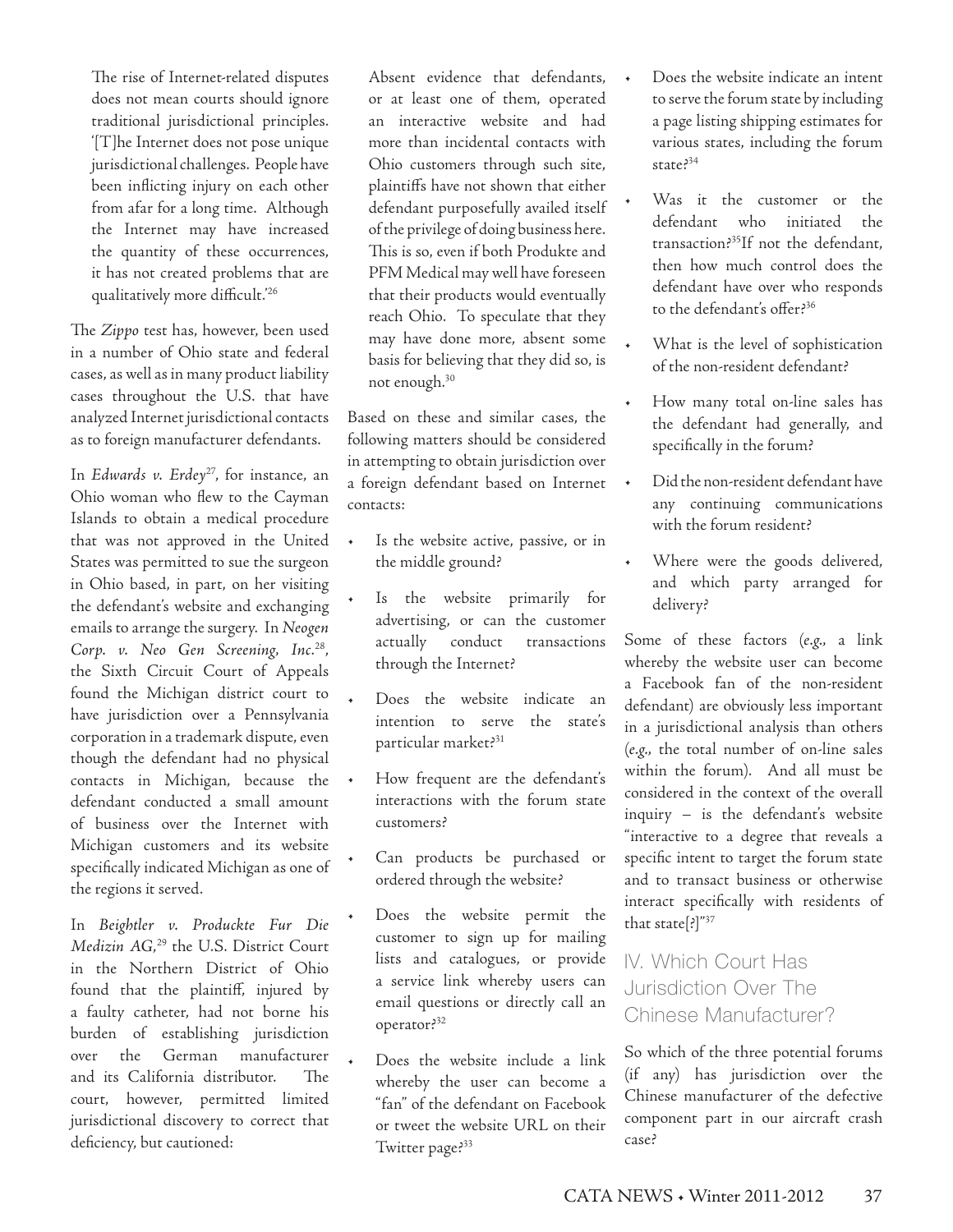> The rise of Internet-related disputes does not mean courts should ignore traditional jurisdictional principles. '[T]he Internet does not pose unique jurisdictional challenges. People have been inflicting injury on each other from afar for a long time. Although the Internet may have increased the quantity of these occurrences, it has not created problems that are qualitatively more difficult.'[26]

The *Zippo* test has, however, been used in a number of Ohio state and federal cases, as well as in many product liability cases throughout the U.S. that have analyzed Internet jurisdictional contacts as to foreign manufacturer defendants.

In *Edwards v. Erdey*[27], for instance, an Ohio woman who flew to the Cayman Islands to obtain a medical procedure that was not approved in the United States was permitted to sue the surgeon in Ohio based, in part, on her visiting the defendant's website and exchanging emails to arrange the surgery. In *Neogen Corp. v. Neo Gen Screening, Inc.*[28], the Sixth Circuit Court of Appeals found the Michigan district court to have jurisdiction over a Pennsylvania corporation in a trademark dispute, even though the defendant had no physical contacts in Michigan, because the defendant conducted a small amount of business over the Internet with Michigan customers and its website specifically indicated Michigan as one of the regions it served.

In *Beightler v. Produckte Fur Die Medizin AG*,[29] the U.S. District Court in the Northern District of Ohio found that the plaintiff, injured by a faulty catheter, had not borne his burden of establishing jurisdiction over the German manufacturer and its California distributor. The court, however, permitted limited jurisdictional discovery to correct that deficiency, but cautioned:

> Absent evidence that defendants, or at least one of them, operated an interactive website and had more than incidental contacts with Ohio customers through such site, plaintiffs have not shown that either defendant purposefully availed itself of the privilege of doing business here. This is so, even if both Produkte and PFM Medical may well have foreseen that their products would eventually reach Ohio. To speculate that they may have done more, absent some basis for believing that they did so, is not enough.[30]

Based on these and similar cases, the following matters should be considered in attempting to obtain jurisdiction over a foreign defendant based on Internet contacts:

- Is the website active, passive, or in the middle ground?
- Is the website primarily for advertising, or can the customer actually conduct transactions through the Internet?
- Does the website indicate an intention to serve the state's particular market?[31]
- How frequent are the defendant's interactions with the forum state customers?
- Can products be purchased or ordered through the website?
- Does the website permit the customer to sign up for mailing lists and catalogues, or provide a service link whereby users can email questions or directly call an operator?[32]
- Does the website include a link whereby the user can become a "fan" of the defendant on Facebook or tweet the website URL on their Twitter page?[33]
- Does the website indicate an intent to serve the forum state by including a page listing shipping estimates for various states, including the forum state?[34]
- Was it the customer or the defendant who initiated the transaction?[35] If not the defendant, then how much control does the defendant have over who responds to the defendant's offer?[36]
- What is the level of sophistication of the non-resident defendant?
- How many total on-line sales has the defendant had generally, and specifically in the forum?
- Did the non-resident defendant have any continuing communications with the forum resident?
- Where were the goods delivered, and which party arranged for delivery?

Some of these factors (*e.g.*, a link whereby the website user can become a Facebook fan of the non-resident defendant) are obviously less important in a jurisdictional analysis than others (*e.g.*, the total number of on-line sales within the forum). And all must be considered in the context of the overall inquiry – is the defendant's website "interactive to a degree that reveals a specific intent to target the forum state and to transact business or otherwise interact specifically with residents of that state[?]"[37]

## IV. Which Court Has Jurisdiction Over The Chinese Manufacturer?

So which of the three potential forums (if any) has jurisdiction over the Chinese manufacturer of the defective component part in our aircraft crash case?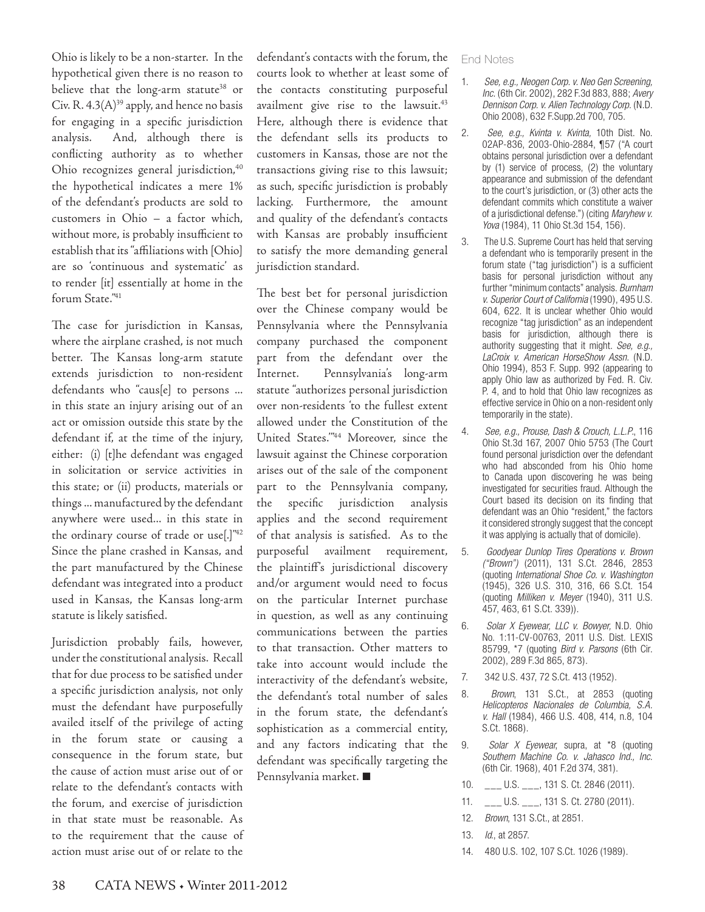Ohio is likely to be a non-starter. In the hypothetical given there is no reason to believe that the long-arm statute[38] or Civ. R. 4.3(A)[39] apply, and hence no basis for engaging in a specific jurisdiction analysis. And, although there is conflicting authority as to whether Ohio recognizes general jurisdiction,[40] the hypothetical indicates a mere 1% of the defendant's products are sold to customers in Ohio – a factor which, without more, is probably insufficient to establish that its "affiliations with [Ohio] are so 'continuous and systematic' as to render [it] essentially at home in the forum State."[41]

The case for jurisdiction in Kansas, where the airplane crashed, is not much better. The Kansas long-arm statute extends jurisdiction to non-resident defendants who "caus[e] to persons ... in this state an injury arising out of an act or omission outside this state by the defendant if, at the time of the injury, either: (i) [t]he defendant was engaged in solicitation or service activities in this state; or (ii) products, materials or things ... manufactured by the defendant anywhere were used... in this state in the ordinary course of trade or use[.]"[42] Since the plane crashed in Kansas, and the part manufactured by the Chinese defendant was integrated into a product used in Kansas, the Kansas long-arm statute is likely satisfied.

Jurisdiction probably fails, however, under the constitutional analysis. Recall that for due process to be satisfied under a specific jurisdiction analysis, not only must the defendant have purposefully availed itself of the privilege of acting in the forum state or causing a consequence in the forum state, but the cause of action must arise out of or relate to the defendant's contacts with the forum, and exercise of jurisdiction in that state must be reasonable. As to the requirement that the cause of action must arise out of or relate to the defendant's contacts with the forum, the courts look to whether at least some of the contacts constituting purposeful availment give rise to the lawsuit.[43] Here, although there is evidence that the defendant sells its products to customers in Kansas, those are not the transactions giving rise to this lawsuit; as such, specific jurisdiction is probably lacking. Furthermore, the amount and quality of the defendant's contacts with Kansas are probably insufficient to satisfy the more demanding general jurisdiction standard.

The best bet for personal jurisdiction over the Chinese company would be Pennsylvania where the Pennsylvania company purchased the component part from the defendant over the Internet. Pennsylvania's long-arm statute "authorizes personal jurisdiction over non-residents 'to the fullest extent allowed under the Constitution of the United States.'"[44] Moreover, since the lawsuit against the Chinese corporation arises out of the sale of the component part to the Pennsylvania company, the specific jurisdiction analysis applies and the second requirement of that analysis is satisfied. As to the purposeful availment requirement, the plaintiff's jurisdictional discovery and/or argument would need to focus on the particular Internet purchase in question, as well as any continuing communications between the parties to that transaction. Other matters to take into account would include the interactivity of the defendant's website, the defendant's total number of sales in the forum state, the defendant's sophistication as a commercial entity, and any factors indicating that the defendant was specifically targeting the Pennsylvania market. ■

## End Notes

1. *See, e.g., Neogen Corp. v. Neo Gen Screening, Inc.* (6th Cir. 2002), 282 F.3d 883, 888; *Avery Dennison Corp. v. Alien Technology Corp.* (N.D. Ohio 2008), 632 F.Supp.2d 700, 705.
2. *See, e.g., Kvinta v. Kvinta,* 10th Dist. No. 02AP-836, 2003-Ohio-2884, ¶57 ("A court obtains personal jurisdiction over a defendant by (1) service of process, (2) the voluntary appearance and submission of the defendant to the court's jurisdiction, or (3) other acts the defendant commits which constitute a waiver of a jurisdictional defense.") (citing *Maryhew v. Yova* (1984), 11 Ohio St.3d 154, 156).
3. The U.S. Supreme Court has held that serving a defendant who is temporarily present in the forum state ("tag jurisdiction") is a sufficient basis for personal jurisdiction without any further "minimum contacts" analysis. *Burnham v. Superior Court of California* (1990), 495 U.S. 604, 622. It is unclear whether Ohio would recognize "tag jurisdiction" as an independent basis for jurisdiction, although there is authority suggesting that it might. *See, e.g., LaCroix v. American HorseShow Assn.* (N.D. Ohio 1994), 853 F. Supp. 992 (appearing to apply Ohio law as authorized by Fed. R. Civ. P. 4, and to hold that Ohio law recognizes as effective service in Ohio on a non-resident only temporarily in the state).
4. *See, e.g., Prouse, Dash & Crouch, L.L.P.*, 116 Ohio St.3d 167, 2007 Ohio 5753 (The Court found personal jurisdiction over the defendant who had absconded from his Ohio home to Canada upon discovering he was being investigated for securities fraud. Although the Court based its decision on its finding that defendant was an Ohio "resident," the factors it considered strongly suggest that the concept it was applying is actually that of domicile).
5. *Goodyear Dunlop Tires Operations v. Brown ("Brown")* (2011), 131 S.Ct. 2846, 2853 (quoting *International Shoe Co. v. Washington* (1945), 326 U.S. 310, 316, 66 S.Ct. 154 (quoting *Milliken v. Meyer* (1940), 311 U.S. 457, 463, 61 S.Ct. 339)).
6. *Solar X Eyewear, LLC v. Bowyer,* N.D. Ohio No. 1:11-CV-00763, 2011 U.S. Dist. LEXIS 85799, *7 (quoting *Bird v. Parsons* (6th Cir. 2002), 289 F.3d 865, 873).
7. 342 U.S. 437, 72 S.Ct. 413 (1952).
8. *Brown*, 131 S.Ct., at 2853 (quoting *Helicopteros Nacionales de Columbia, S.A. v. Hall* (1984), 466 U.S. 408, 414, n.8, 104 S.Ct. 1868).
9. *Solar X Eyewear,* supra, at *8 (quoting *Southern Machine Co. v. Jahasco Ind., Inc.* (6th Cir. 1968), 401 F.2d 374, 381).
10. ___ U.S. ___, 131 S. Ct. 2846 (2011).
11. ___ U.S. ___, 131 S. Ct. 2780 (2011).
12. *Brown*, 131 S.Ct., at 2851.
13. *Id.*, at 2857.
14. 480 U.S. 102, 107 S.Ct. 1026 (1989).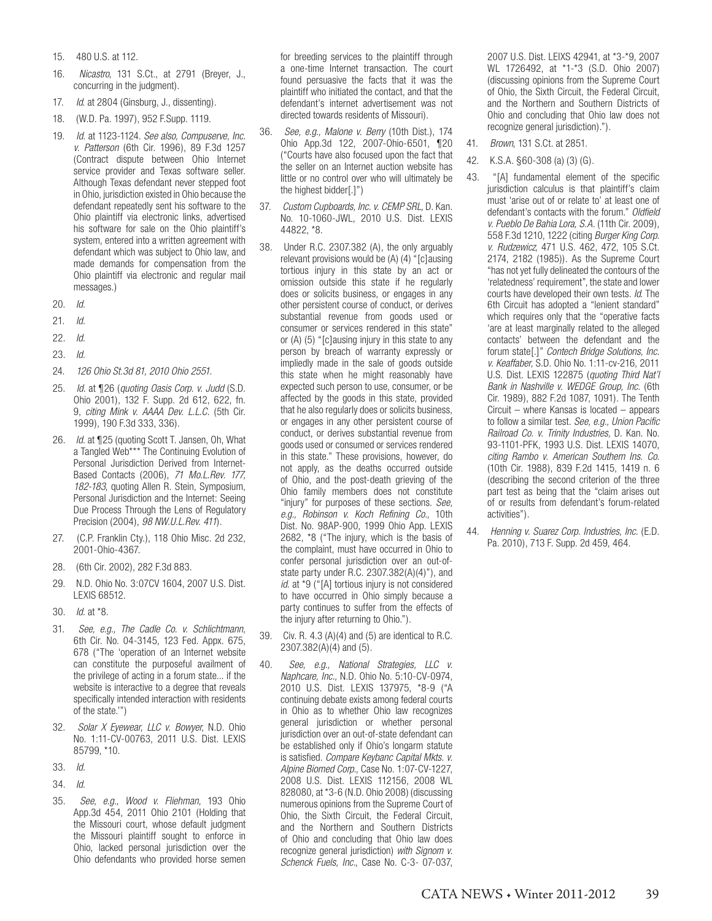15. 480 U.S. at 112.

16. *Nicastro*, 131 S.Ct., at 2791 (Breyer, J., concurring in the judgment).

17. *Id.* at 2804 (Ginsburg, J., dissenting).

18. (W.D. Pa. 1997), 952 F.Supp. 1119.

19. *Id.* at 1123-1124. *See also, Compuserve, Inc. v. Patterson* (6th Cir. 1996), 89 F.3d 1257 (Contract dispute between Ohio Internet service provider and Texas software seller. Although Texas defendant never stepped foot in Ohio, jurisdiction existed in Ohio because the defendant repeatedly sent his software to the Ohio plaintiff via electronic links, advertised his software for sale on the Ohio plaintiff's system, entered into a written agreement with defendant which was subject to Ohio law, and made demands for compensation from the Ohio plaintiff via electronic and regular mail messages.)

20. *Id.*

21. *Id.*

22. *Id.*

23. *Id.*

24. *126 Ohio St.3d 81, 2010 Ohio 2551.*

25. *Id.* at ¶26 (*quoting Oasis Corp. v. Judd* (S.D. Ohio 2001), 132 F. Supp. 2d 612, 622, fn. 9, *citing Mink v. AAAA Dev. L.L.C.* (5th Cir. 1999), 190 F.3d 333, 336).

26. *Id.* at ¶25 (quoting Scott T. Jansen, Oh, What a Tangled Web*** The Continuing Evolution of Personal Jurisdiction Derived from Internet-Based Contacts (2006), *71 Mo.L.Rev. 177, 182-183*, quoting Allen R. Stein, Symposium, Personal Jurisdiction and the Internet: Seeing Due Process Through the Lens of Regulatory Precision (2004), *98 NW.U.L.Rev. 411*).

27. (C.P. Franklin Cty.), 118 Ohio Misc. 2d 232, 2001-Ohio-4367.

28. (6th Cir. 2002), 282 F.3d 883.

29. N.D. Ohio No. 3:07CV 1604, 2007 U.S. Dist. LEXIS 68512.

30. *Id.* at *8.

31. *See, e.g., The Cadle Co. v. Schlichtmann,* 6th Cir. No. 04-3145, 123 Fed. Appx. 675, 678 ("The 'operation of an Internet website can constitute the purposeful availment of the privilege of acting in a forum state... if the website is interactive to a degree that reveals specifically intended interaction with residents of the state.'")

32. *Solar X Eyewear, LLC v. Bowyer,* N.D. Ohio No. 1:11-CV-00763, 2011 U.S. Dist. LEXIS 85799, *10.

33. *Id.*

34. *Id.*

35. *See, e.g., Wood v. Fliehman,* 193 Ohio App.3d 454, 2011 Ohio 2101 (Holding that the Missouri court, whose default judgment the Missouri plaintiff sought to enforce in Ohio, lacked personal jurisdiction over the Ohio defendants who provided horse semen for breeding services to the plaintiff through a one-time Internet transaction. The court found persuasive the facts that it was the plaintiff who initiated the contact, and that the defendant's internet advertisement was not directed towards residents of Missouri).

36. *See, e.g., Malone v. Berry* (10th Dist.), 174 Ohio App.3d 122, 2007-Ohio-6501, ¶20 ("Courts have also focused upon the fact that the seller on an Internet auction website has little or no control over who will ultimately be the highest bidder[.]")

37. *Custom Cupboards, Inc. v. CEMP SRL,* D. Kan. No. 10-1060-JWL, 2010 U.S. Dist. LEXIS 44822, *8.

38. Under R.C. 2307.382 (A), the only arguably relevant provisions would be (A) (4) "[c]ausing tortious injury in this state by an act or omission outside this state if he regularly does or solicits business, or engages in any other persistent course of conduct, or derives substantial revenue from goods used or consumer or services rendered in this state" or (A) (5) "[c]ausing injury in this state to any person by breach of warranty expressly or impliedly made in the sale of goods outside this state when he might reasonably have expected such person to use, consumer, or be affected by the goods in this state, provided that he also regularly does or solicits business, or engages in any other persistent course of conduct, or derives substantial revenue from goods used or consumed or services rendered in this state." These provisions, however, do not apply, as the deaths occurred outside of Ohio, and the post-death grieving of the Ohio family members does not constitute "injury" for purposes of these sections. *See, e.g., Robinson v. Koch Refining Co.,* 10th Dist. No. 98AP-900, 1999 Ohio App. LEXIS 2682, *8 ("The injury, which is the basis of the complaint, must have occurred in Ohio to confer personal jurisdiction over an out-of-state party under R.C. 2307.382(A)(4)"), and *id.* at *9 ("[A] tortious injury is not considered to have occurred in Ohio simply because a party continues to suffer from the effects of the injury after returning to Ohio.").

39. Civ. R. 4.3 (A)(4) and (5) are identical to R.C. 2307.382(A)(4) and (5).

40. *See, e.g., National Strategies, LLC v. Naphcare, Inc.,* N.D. Ohio No. 5:10-CV-0974, 2010 U.S. Dist. LEXIS 137975, *8-9 ("A continuing debate exists among federal courts in Ohio as to whether Ohio law recognizes general jurisdiction or whether personal jurisdiction over an out-of-state defendant can be established only if Ohio's longarm statute is satisfied. *Compare Keybanc Capital Mkts. v. Alpine Biomed Corp.,* Case No. 1:07-CV-1227, 2008 U.S. Dist. LEXIS 112156, 2008 WL 828080, at *3-6 (N.D. Ohio 2008) (discussing numerous opinions from the Supreme Court of Ohio, the Sixth Circuit, the Federal Circuit, and the Northern and Southern Districts of Ohio and concluding that Ohio law does recognize general jurisdiction) *with Signom v. Schenck Fuels, Inc.,* Case No. C-3- 07-037, 2007 U.S. Dist. LEIXS 42941, at *3-*9, 2007 WL 1726492, at *1-*3 (S.D. Ohio 2007) (discussing opinions from the Supreme Court of Ohio, the Sixth Circuit, the Federal Circuit, and the Northern and Southern Districts of Ohio and concluding that Ohio law does not recognize general jurisdiction).").

41. *Brown*, 131 S.Ct. at 2851.

42. K.S.A. §60-308 (a) (3) (G).

43. "[A] fundamental element of the specific jurisdiction calculus is that plaintiff's claim must 'arise out of or relate to' at least one of defendant's contacts with the forum." *Oldfield v. Pueblo De Bahia Lora, S.A.* (11th Cir. 2009), 558 F.3d 1210, 1222 (citing *Burger King Corp. v. Rudzewicz,* 471 U.S. 462, 472, 105 S.Ct. 2174, 2182 (1985)). As the Supreme Court "has not yet fully delineated the contours of the 'relatedness' requirement", the state and lower courts have developed their own tests. *Id.* The 6th Circuit has adopted a "lenient standard" which requires only that the "operative facts 'are at least marginally related to the alleged contacts' between the defendant and the forum state[.]" *Contech Bridge Solutions, Inc. v. Keaffaber,* S.D. Ohio No. 1:11-cv-216, 2011 U.S. Dist. LEXIS 122875 (*quoting Third Nat'l Bank in Nashville v. WEDGE Group, Inc.* (6th Cir. 1989), 882 F.2d 1087, 1091). The Tenth Circuit – where Kansas is located – appears to follow a similar test. *See, e.g., Union Pacific Railroad Co. v. Trinity Industries,* D. Kan. No. 93-1101-PFK, 1993 U.S. Dist. LEXIS 14070, *citing Rambo v. American Southern Ins. Co.* (10th Cir. 1988), 839 F.2d 1415, 1419 n. 6 (describing the second criterion of the three part test as being that the "claim arises out of or results from defendant's forum-related activities").

44. *Henning v. Suarez Corp. Industries, Inc.* (E.D. Pa. 2010), 713 F. Supp. 2d 459, 464.